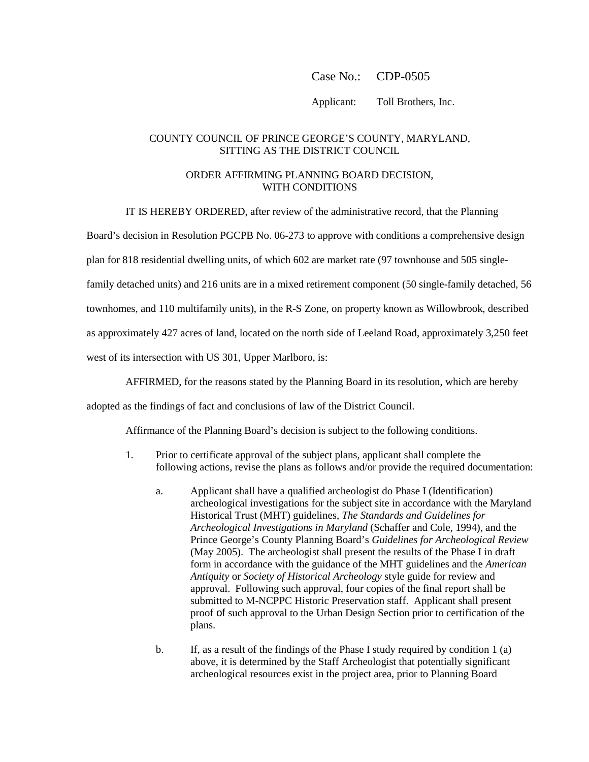Case No.: CDP-0505

Applicant: Toll Brothers, Inc.

COUNTY COUNCIL OF PRINCE GEORGE'S COUNTY, MARYLAND, SITTING AS THE DISTRICT COUNCIL

ORDER AFFIRMING PLANNING BOARD DECISION, WITH CONDITIONS

IT IS HEREBY ORDERED, after review of the administrative record, that the Planning Board's decision in Resolution PGCPB No. 06-273 to approve with conditions a comprehensive design plan for 818 residential dwelling units, of which 602 are market rate (97 townhouse and 505 single-family detached units) and 216 units are in a mixed retirement component (50 single-family detached, 56 townhomes, and 110 multifamily units), in the R-S Zone, on property known as Willowbrook, described as approximately 427 acres of land, located on the north side of Leeland Road, approximately 3,250 feet west of its intersection with US 301, Upper Marlboro, is:

AFFIRMED, for the reasons stated by the Planning Board in its resolution, which are hereby adopted as the findings of fact and conclusions of law of the District Council.

Affirmance of the Planning Board's decision is subject to the following conditions.

1. Prior to certificate approval of the subject plans, applicant shall complete the following actions, revise the plans as follows and/or provide the required documentation:

   a. Applicant shall have a qualified archeologist do Phase I (Identification) archeological investigations for the subject site in accordance with the Maryland Historical Trust (MHT) guidelines, *The Standards and Guidelines for Archeological Investigations in Maryland* (Schaffer and Cole, 1994), and the Prince George's County Planning Board's *Guidelines for Archeological Review* (May 2005). The archeologist shall present the results of the Phase I in draft form in accordance with the guidance of the MHT guidelines and the *American Antiquity* or *Society of Historical Archeology* style guide for review and approval. Following such approval, four copies of the final report shall be submitted to M-NCPPC Historic Preservation staff. Applicant shall present proof of such approval to the Urban Design Section prior to certification of the plans.

   b. If, as a result of the findings of the Phase I study required by condition 1 (a) above, it is determined by the Staff Archeologist that potentially significant archeological resources exist in the project area, prior to Planning Board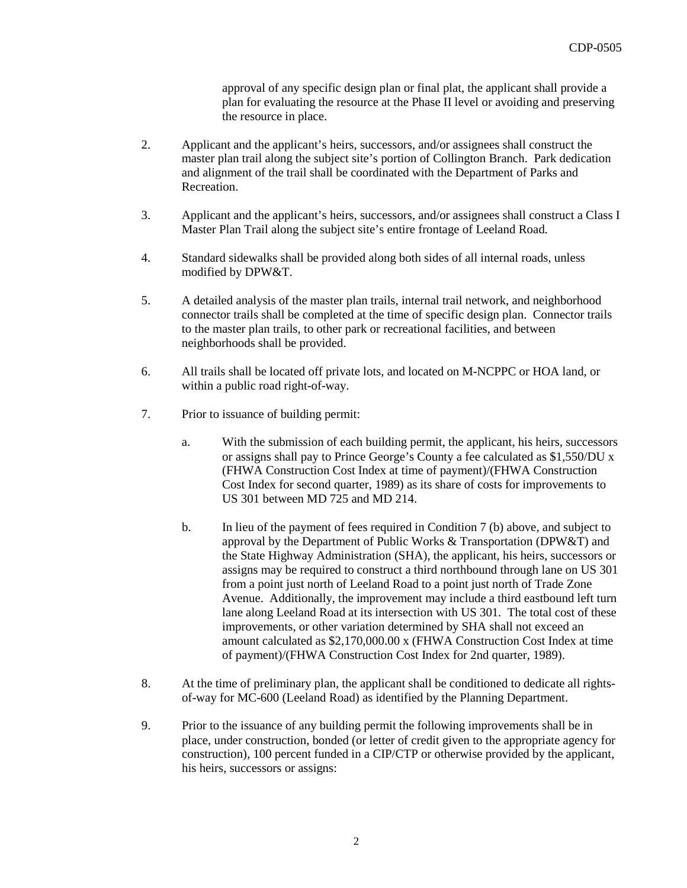approval of any specific design plan or final plat, the applicant shall provide a plan for evaluating the resource at the Phase II level or avoiding and preserving the resource in place.

2. Applicant and the applicant's heirs, successors, and/or assignees shall construct the master plan trail along the subject site's portion of Collington Branch. Park dedication and alignment of the trail shall be coordinated with the Department of Parks and Recreation.

3. Applicant and the applicant's heirs, successors, and/or assignees shall construct a Class I Master Plan Trail along the subject site's entire frontage of Leeland Road.

4. Standard sidewalks shall be provided along both sides of all internal roads, unless modified by DPW&T.

5. A detailed analysis of the master plan trails, internal trail network, and neighborhood connector trails shall be completed at the time of specific design plan. Connector trails to the master plan trails, to other park or recreational facilities, and between neighborhoods shall be provided.

6. All trails shall be located off private lots, and located on M-NCPPC or HOA land, or within a public road right-of-way.

7. Prior to issuance of building permit:

   a. With the submission of each building permit, the applicant, his heirs, successors or assigns shall pay to Prince George's County a fee calculated as $1,550/DU x (FHWA Construction Cost Index at time of payment)/(FHWA Construction Cost Index for second quarter, 1989) as its share of costs for improvements to US 301 between MD 725 and MD 214.

   b. In lieu of the payment of fees required in Condition 7 (b) above, and subject to approval by the Department of Public Works & Transportation (DPW&T) and the State Highway Administration (SHA), the applicant, his heirs, successors or assigns may be required to construct a third northbound through lane on US 301 from a point just north of Leeland Road to a point just north of Trade Zone Avenue. Additionally, the improvement may include a third eastbound left turn lane along Leeland Road at its intersection with US 301. The total cost of these improvements, or other variation determined by SHA shall not exceed an amount calculated as $2,170,000.00 x (FHWA Construction Cost Index at time of payment)/(FHWA Construction Cost Index for 2nd quarter, 1989).

8. At the time of preliminary plan, the applicant shall be conditioned to dedicate all rights-of-way for MC-600 (Leeland Road) as identified by the Planning Department.

9. Prior to the issuance of any building permit the following improvements shall be in place, under construction, bonded (or letter of credit given to the appropriate agency for construction), 100 percent funded in a CIP/CTP or otherwise provided by the applicant, his heirs, successors or assigns: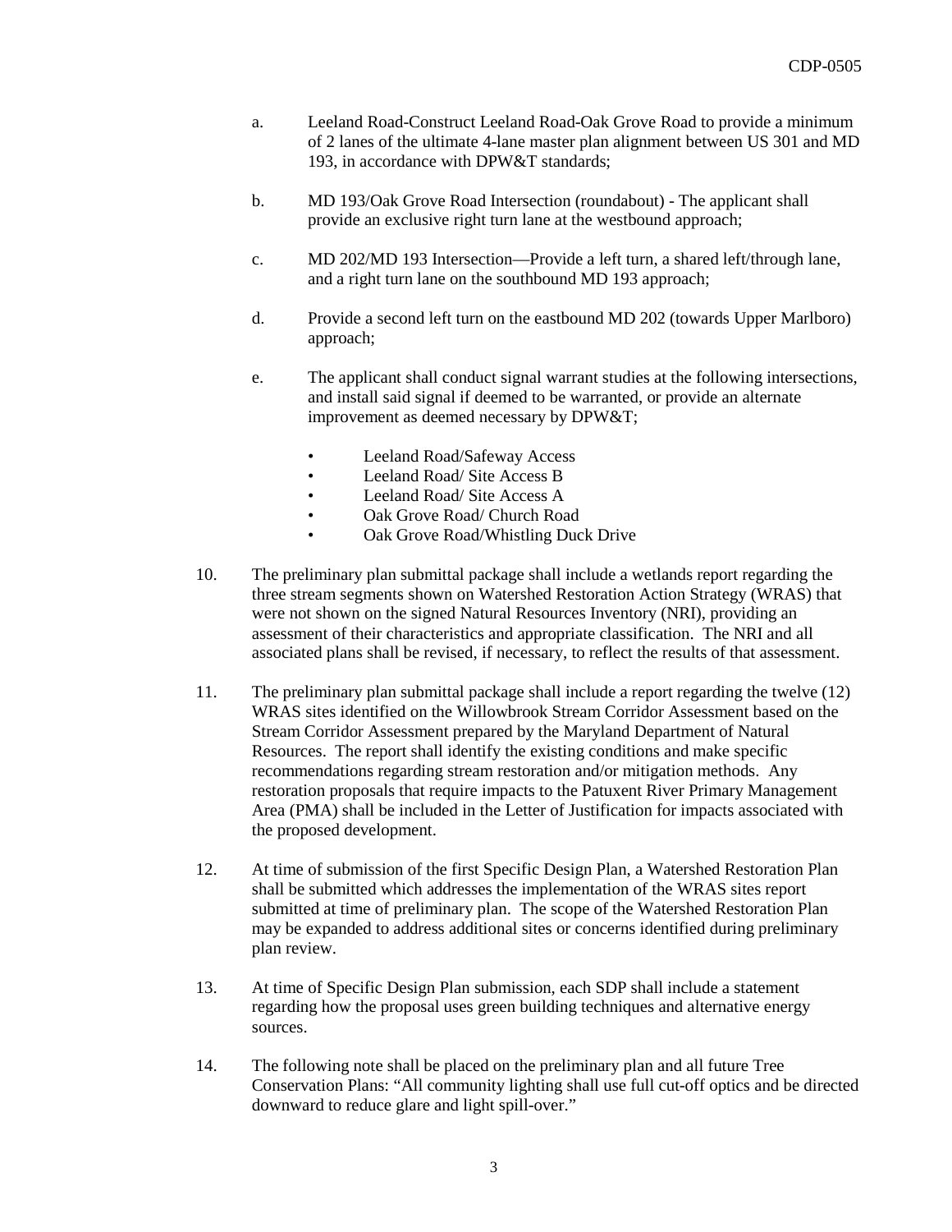a. Leeland Road-Construct Leeland Road-Oak Grove Road to provide a minimum of 2 lanes of the ultimate 4-lane master plan alignment between US 301 and MD 193, in accordance with DPW&T standards;

b. MD 193/Oak Grove Road Intersection (roundabout) - The applicant shall provide an exclusive right turn lane at the westbound approach;

c. MD 202/MD 193 Intersection—Provide a left turn, a shared left/through lane, and a right turn lane on the southbound MD 193 approach;

d. Provide a second left turn on the eastbound MD 202 (towards Upper Marlboro) approach;

e. The applicant shall conduct signal warrant studies at the following intersections, and install said signal if deemed to be warranted, or provide an alternate improvement as deemed necessary by DPW&T;

   - Leeland Road/Safeway Access
   - Leeland Road/ Site Access B
   - Leeland Road/ Site Access A
   - Oak Grove Road/ Church Road
   - Oak Grove Road/Whistling Duck Drive

10. The preliminary plan submittal package shall include a wetlands report regarding the three stream segments shown on Watershed Restoration Action Strategy (WRAS) that were not shown on the signed Natural Resources Inventory (NRI), providing an assessment of their characteristics and appropriate classification. The NRI and all associated plans shall be revised, if necessary, to reflect the results of that assessment.

11. The preliminary plan submittal package shall include a report regarding the twelve (12) WRAS sites identified on the Willowbrook Stream Corridor Assessment based on the Stream Corridor Assessment prepared by the Maryland Department of Natural Resources. The report shall identify the existing conditions and make specific recommendations regarding stream restoration and/or mitigation methods. Any restoration proposals that require impacts to the Patuxent River Primary Management Area (PMA) shall be included in the Letter of Justification for impacts associated with the proposed development.

12. At time of submission of the first Specific Design Plan, a Watershed Restoration Plan shall be submitted which addresses the implementation of the WRAS sites report submitted at time of preliminary plan. The scope of the Watershed Restoration Plan may be expanded to address additional sites or concerns identified during preliminary plan review.

13. At time of Specific Design Plan submission, each SDP shall include a statement regarding how the proposal uses green building techniques and alternative energy sources.

14. The following note shall be placed on the preliminary plan and all future Tree Conservation Plans: "All community lighting shall use full cut-off optics and be directed downward to reduce glare and light spill-over."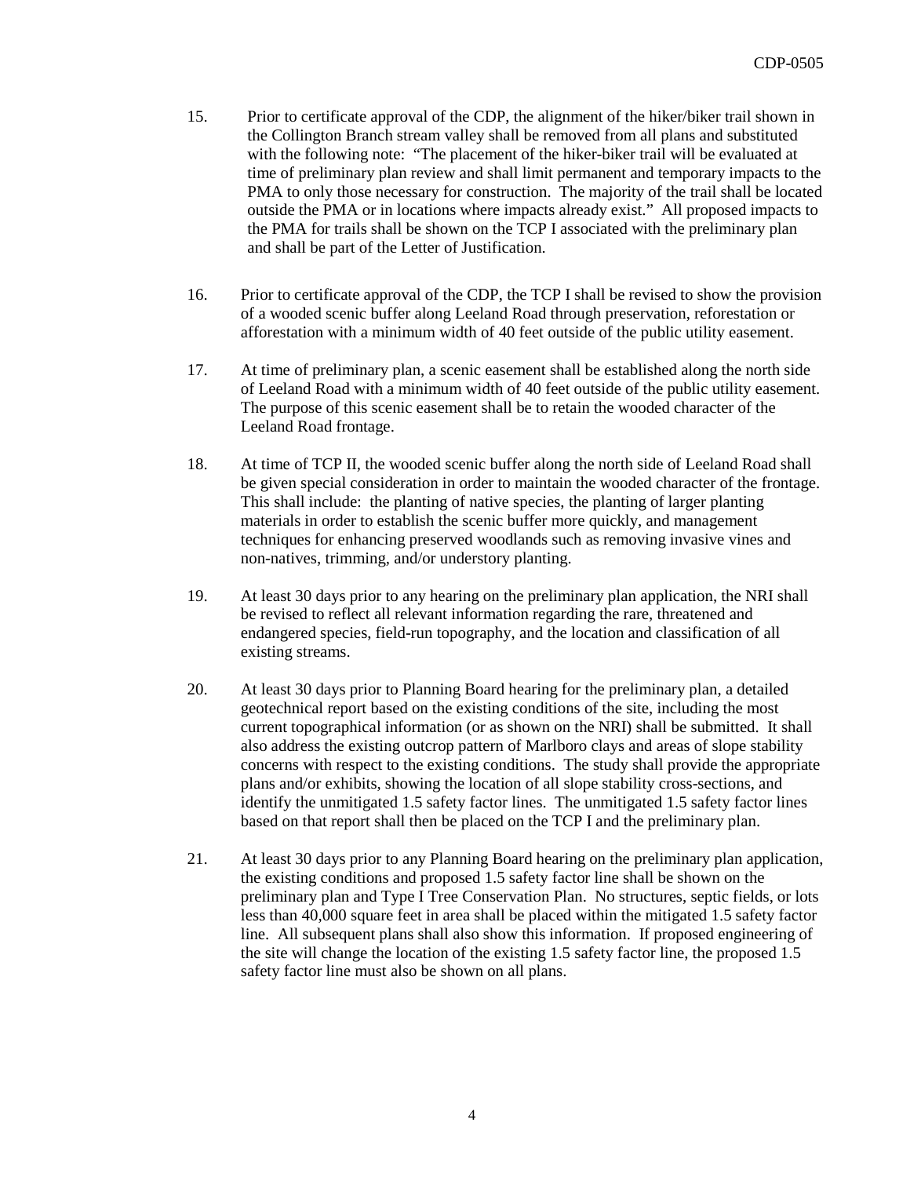15. Prior to certificate approval of the CDP, the alignment of the hiker/biker trail shown in the Collington Branch stream valley shall be removed from all plans and substituted with the following note: "The placement of the hiker-biker trail will be evaluated at time of preliminary plan review and shall limit permanent and temporary impacts to the PMA to only those necessary for construction. The majority of the trail shall be located outside the PMA or in locations where impacts already exist." All proposed impacts to the PMA for trails shall be shown on the TCP I associated with the preliminary plan and shall be part of the Letter of Justification.

16. Prior to certificate approval of the CDP, the TCP I shall be revised to show the provision of a wooded scenic buffer along Leeland Road through preservation, reforestation or afforestation with a minimum width of 40 feet outside of the public utility easement.

17. At time of preliminary plan, a scenic easement shall be established along the north side of Leeland Road with a minimum width of 40 feet outside of the public utility easement. The purpose of this scenic easement shall be to retain the wooded character of the Leeland Road frontage.

18. At time of TCP II, the wooded scenic buffer along the north side of Leeland Road shall be given special consideration in order to maintain the wooded character of the frontage. This shall include: the planting of native species, the planting of larger planting materials in order to establish the scenic buffer more quickly, and management techniques for enhancing preserved woodlands such as removing invasive vines and non-natives, trimming, and/or understory planting.

19. At least 30 days prior to any hearing on the preliminary plan application, the NRI shall be revised to reflect all relevant information regarding the rare, threatened and endangered species, field-run topography, and the location and classification of all existing streams.

20. At least 30 days prior to Planning Board hearing for the preliminary plan, a detailed geotechnical report based on the existing conditions of the site, including the most current topographical information (or as shown on the NRI) shall be submitted. It shall also address the existing outcrop pattern of Marlboro clays and areas of slope stability concerns with respect to the existing conditions. The study shall provide the appropriate plans and/or exhibits, showing the location of all slope stability cross-sections, and identify the unmitigated 1.5 safety factor lines. The unmitigated 1.5 safety factor lines based on that report shall then be placed on the TCP I and the preliminary plan.

21. At least 30 days prior to any Planning Board hearing on the preliminary plan application, the existing conditions and proposed 1.5 safety factor line shall be shown on the preliminary plan and Type I Tree Conservation Plan. No structures, septic fields, or lots less than 40,000 square feet in area shall be placed within the mitigated 1.5 safety factor line. All subsequent plans shall also show this information. If proposed engineering of the site will change the location of the existing 1.5 safety factor line, the proposed 1.5 safety factor line must also be shown on all plans.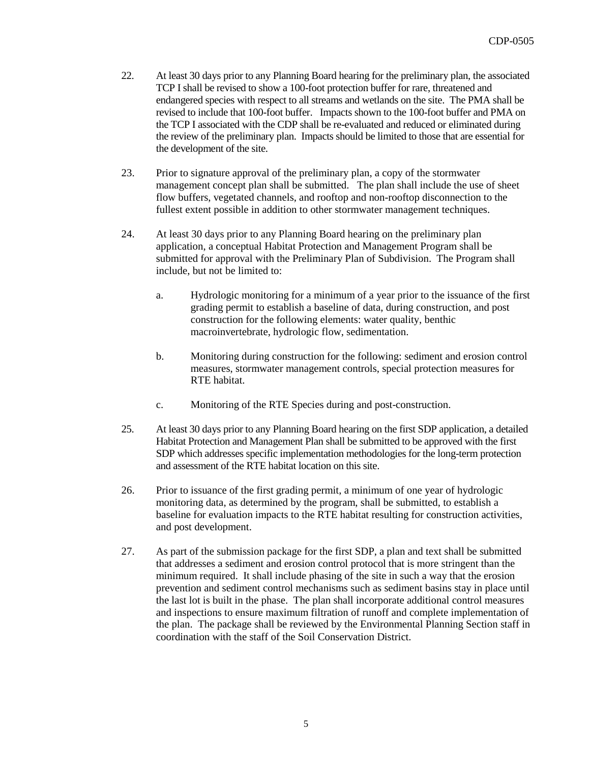22. At least 30 days prior to any Planning Board hearing for the preliminary plan, the associated TCP I shall be revised to show a 100-foot protection buffer for rare, threatened and endangered species with respect to all streams and wetlands on the site. The PMA shall be revised to include that 100-foot buffer. Impacts shown to the 100-foot buffer and PMA on the TCP I associated with the CDP shall be re-evaluated and reduced or eliminated during the review of the preliminary plan. Impacts should be limited to those that are essential for the development of the site.

23. Prior to signature approval of the preliminary plan, a copy of the stormwater management concept plan shall be submitted. The plan shall include the use of sheet flow buffers, vegetated channels, and rooftop and non-rooftop disconnection to the fullest extent possible in addition to other stormwater management techniques.

24. At least 30 days prior to any Planning Board hearing on the preliminary plan application, a conceptual Habitat Protection and Management Program shall be submitted for approval with the Preliminary Plan of Subdivision. The Program shall include, but not be limited to:

    a. Hydrologic monitoring for a minimum of a year prior to the issuance of the first grading permit to establish a baseline of data, during construction, and post construction for the following elements: water quality, benthic macroinvertebrate, hydrologic flow, sedimentation.

    b. Monitoring during construction for the following: sediment and erosion control measures, stormwater management controls, special protection measures for RTE habitat.

    c. Monitoring of the RTE Species during and post-construction.

25. At least 30 days prior to any Planning Board hearing on the first SDP application, a detailed Habitat Protection and Management Plan shall be submitted to be approved with the first SDP which addresses specific implementation methodologies for the long-term protection and assessment of the RTE habitat location on this site.

26. Prior to issuance of the first grading permit, a minimum of one year of hydrologic monitoring data, as determined by the program, shall be submitted, to establish a baseline for evaluation impacts to the RTE habitat resulting for construction activities, and post development.

27. As part of the submission package for the first SDP, a plan and text shall be submitted that addresses a sediment and erosion control protocol that is more stringent than the minimum required. It shall include phasing of the site in such a way that the erosion prevention and sediment control mechanisms such as sediment basins stay in place until the last lot is built in the phase. The plan shall incorporate additional control measures and inspections to ensure maximum filtration of runoff and complete implementation of the plan. The package shall be reviewed by the Environmental Planning Section staff in coordination with the staff of the Soil Conservation District.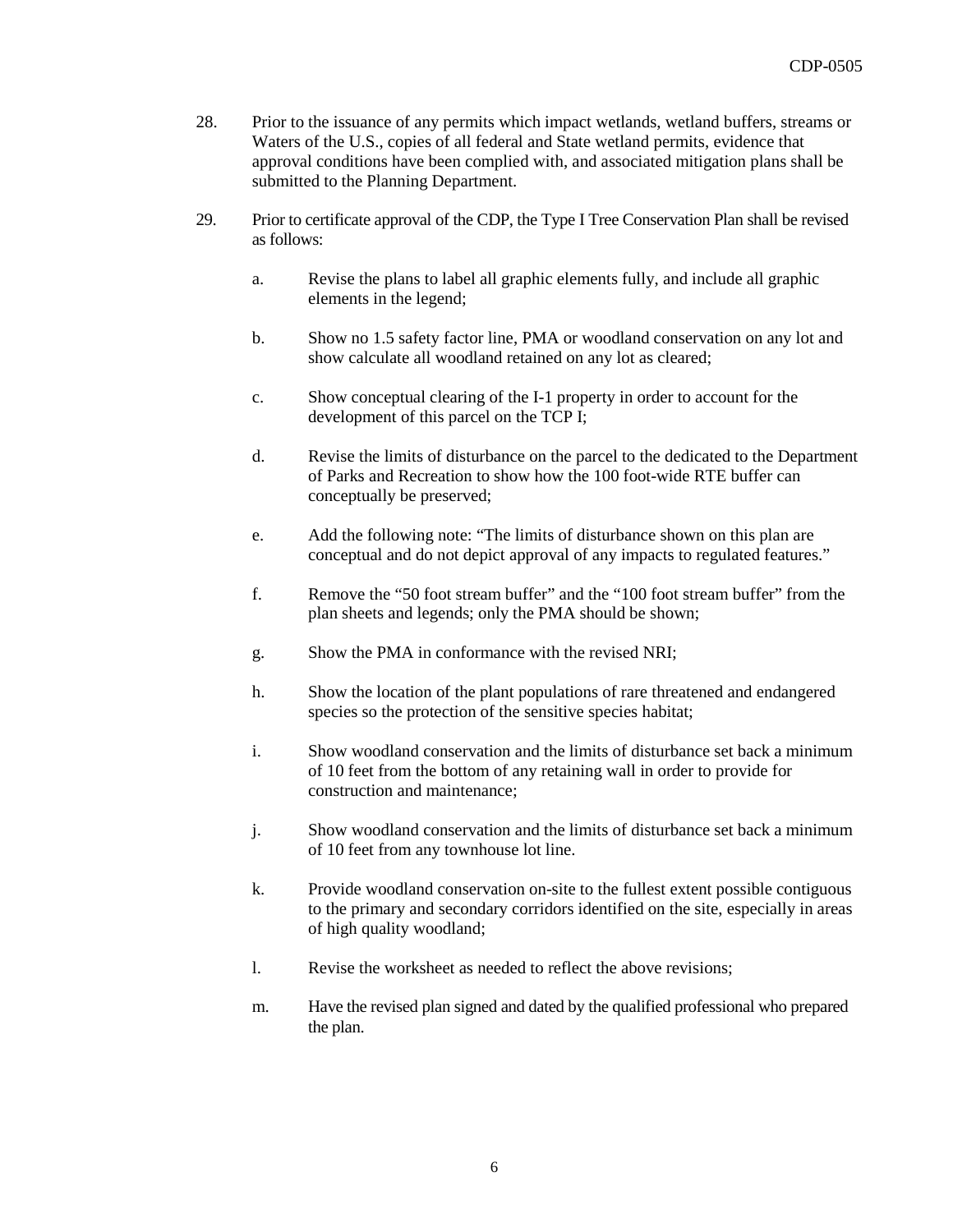28. Prior to the issuance of any permits which impact wetlands, wetland buffers, streams or Waters of the U.S., copies of all federal and State wetland permits, evidence that approval conditions have been complied with, and associated mitigation plans shall be submitted to the Planning Department.

29. Prior to certificate approval of the CDP, the Type I Tree Conservation Plan shall be revised as follows:

    a. Revise the plans to label all graphic elements fully, and include all graphic elements in the legend;

    b. Show no 1.5 safety factor line, PMA or woodland conservation on any lot and show calculate all woodland retained on any lot as cleared;

    c. Show conceptual clearing of the I-1 property in order to account for the development of this parcel on the TCP I;

    d. Revise the limits of disturbance on the parcel to the dedicated to the Department of Parks and Recreation to show how the 100 foot-wide RTE buffer can conceptually be preserved;

    e. Add the following note: "The limits of disturbance shown on this plan are conceptual and do not depict approval of any impacts to regulated features."

    f. Remove the "50 foot stream buffer" and the "100 foot stream buffer" from the plan sheets and legends; only the PMA should be shown;

    g. Show the PMA in conformance with the revised NRI;

    h. Show the location of the plant populations of rare threatened and endangered species so the protection of the sensitive species habitat;

    i. Show woodland conservation and the limits of disturbance set back a minimum of 10 feet from the bottom of any retaining wall in order to provide for construction and maintenance;

    j. Show woodland conservation and the limits of disturbance set back a minimum of 10 feet from any townhouse lot line.

    k. Provide woodland conservation on-site to the fullest extent possible contiguous to the primary and secondary corridors identified on the site, especially in areas of high quality woodland;

    l. Revise the worksheet as needed to reflect the above revisions;

    m. Have the revised plan signed and dated by the qualified professional who prepared the plan.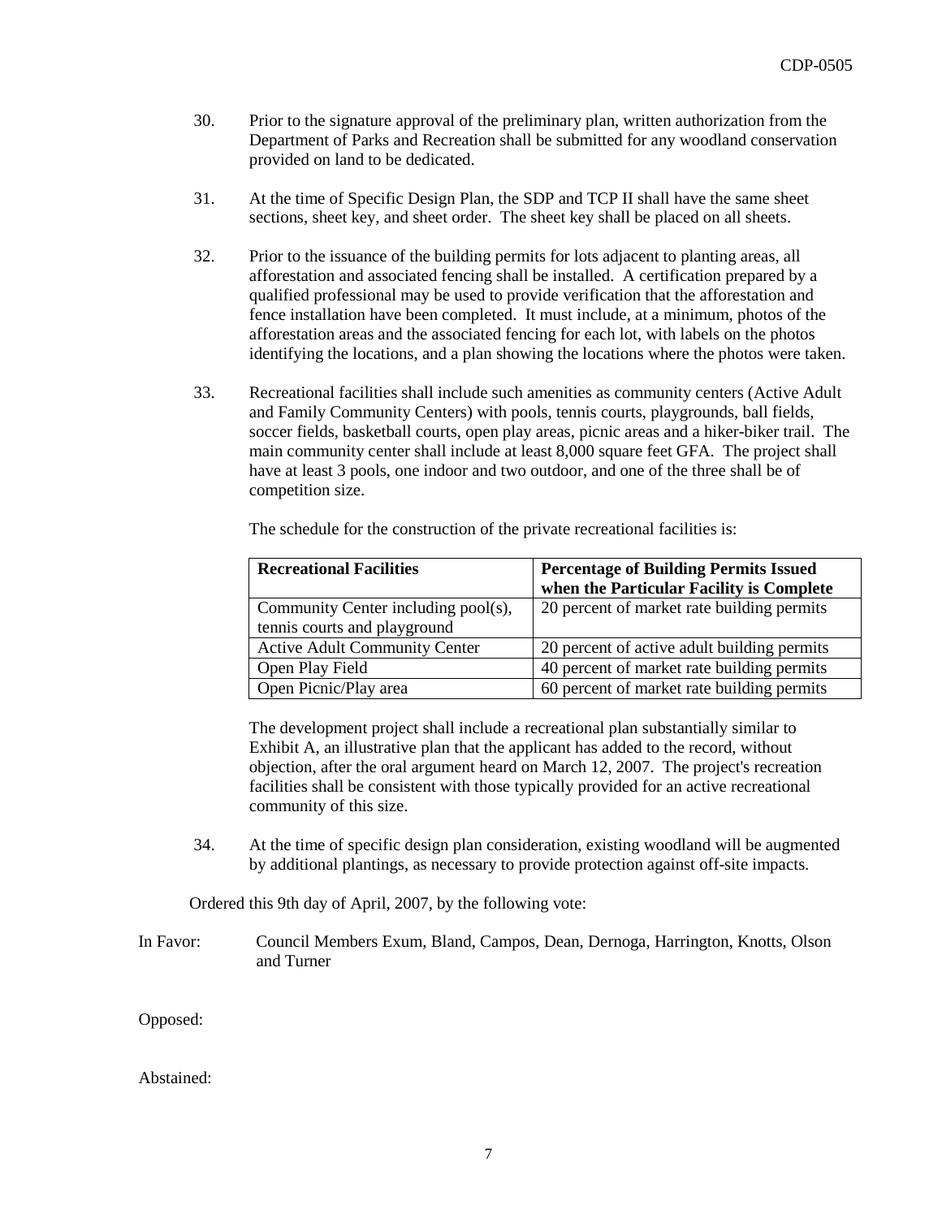30. Prior to the signature approval of the preliminary plan, written authorization from the Department of Parks and Recreation shall be submitted for any woodland conservation provided on land to be dedicated.

31. At the time of Specific Design Plan, the SDP and TCP II shall have the same sheet sections, sheet key, and sheet order. The sheet key shall be placed on all sheets.

32. Prior to the issuance of the building permits for lots adjacent to planting areas, all afforestation and associated fencing shall be installed. A certification prepared by a qualified professional may be used to provide verification that the afforestation and fence installation have been completed. It must include, at a minimum, photos of the afforestation areas and the associated fencing for each lot, with labels on the photos identifying the locations, and a plan showing the locations where the photos were taken.

33. Recreational facilities shall include such amenities as community centers (Active Adult and Family Community Centers) with pools, tennis courts, playgrounds, ball fields, soccer fields, basketball courts, open play areas, picnic areas and a hiker-biker trail. The main community center shall include at least 8,000 square feet GFA. The project shall have at least 3 pools, one indoor and two outdoor, and one of the three shall be of competition size.

    The schedule for the construction of the private recreational facilities is:

| Recreational Facilities | Percentage of Building Permits Issued when the Particular Facility is Complete |
|---|---|
| Community Center including pool(s), tennis courts and playground | 20 percent of market rate building permits |
| Active Adult Community Center | 20 percent of active adult building permits |
| Open Play Field | 40 percent of market rate building permits |
| Open Picnic/Play area | 60 percent of market rate building permits |

    The development project shall include a recreational plan substantially similar to Exhibit A, an illustrative plan that the applicant has added to the record, without objection, after the oral argument heard on March 12, 2007. The project's recreation facilities shall be consistent with those typically provided for an active recreational community of this size.

34. At the time of specific design plan consideration, existing woodland will be augmented by additional plantings, as necessary to provide protection against off-site impacts.

Ordered this 9th day of April, 2007, by the following vote:

In Favor: Council Members Exum, Bland, Campos, Dean, Dernoga, Harrington, Knotts, Olson and Turner

Opposed:

Abstained: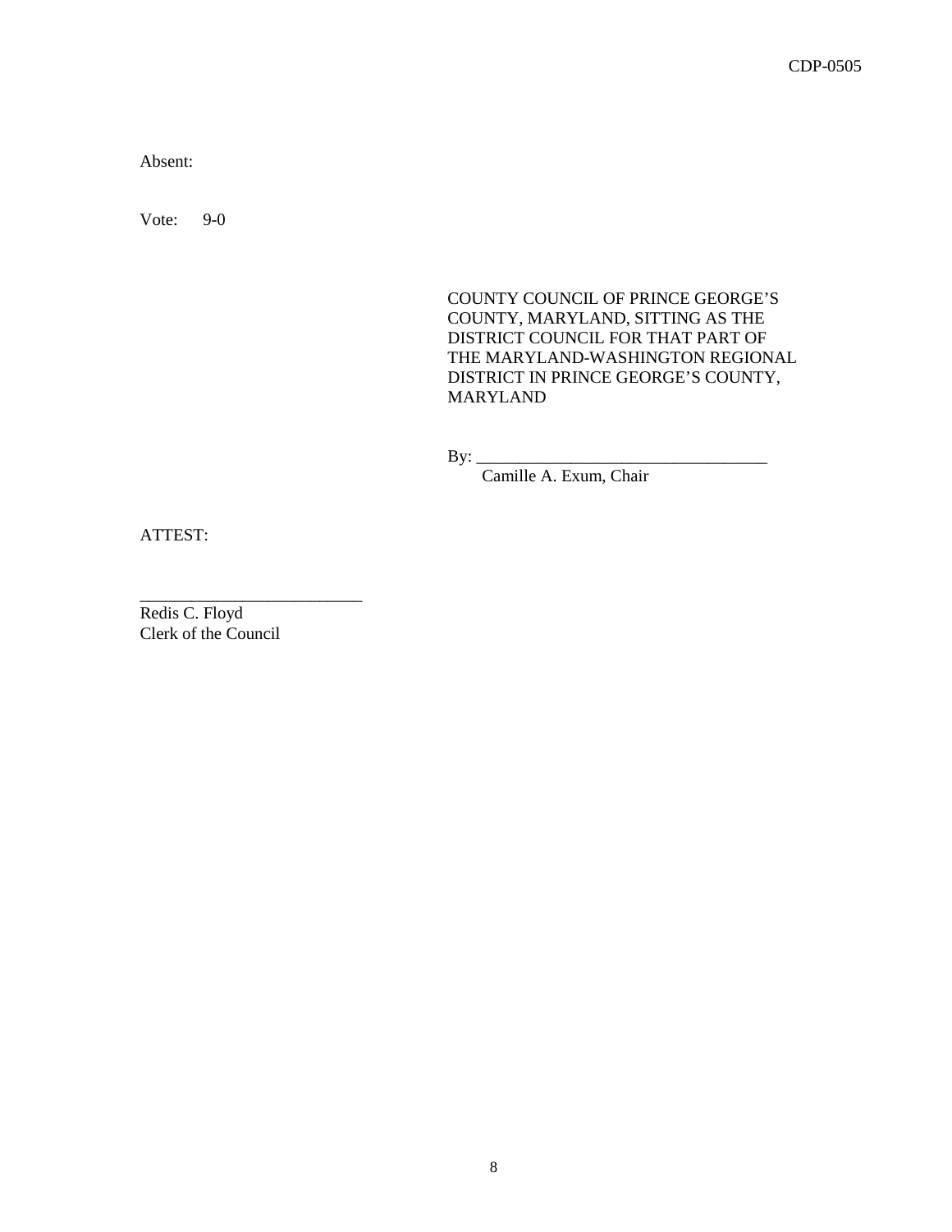Absent:

Vote: 9-0

COUNTY COUNCIL OF PRINCE GEORGE'S COUNTY, MARYLAND, SITTING AS THE DISTRICT COUNCIL FOR THAT PART OF THE MARYLAND-WASHINGTON REGIONAL DISTRICT IN PRINCE GEORGE'S COUNTY, MARYLAND

By: ___________________________________
Camille A. Exum, Chair

ATTEST:

___________________________
Redis C. Floyd
Clerk of the Council